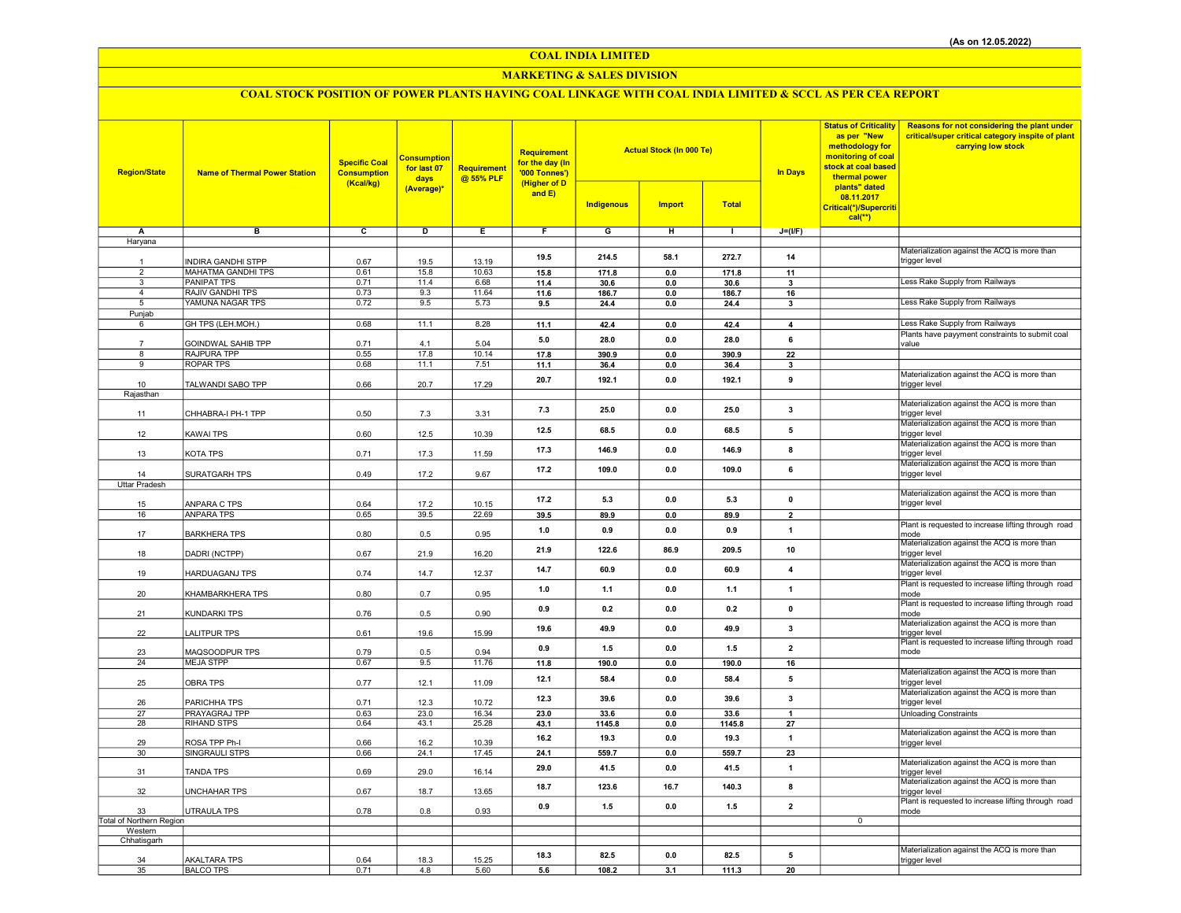(As on 12.05.2022)

# COAL INDIA LIMITED

## MARKETING & SALES DIVISION

### COAL STOCK POSITION OF POWER PLANTS HAVING COAL LINKAGE WITH COAL INDIA LIMITED & SCCL AS PER CEA REPORT

| Region/State | Name of Thermal Power Station | Specific Coal Consumption (Kcal/kg) | Consumption for last 07 days (Average)* | Requirement @ 55% PLF | Requirement for the day (In '000 Tonnes') (Higher of D and E) | Actual Stock (In 000 Te) | | | In Days | Status of Criticality as per "New methodology for monitoring of coal stock at coal based thermal power plants" dated 08.11.2017 Critical(*)/Supercritical(**) | Reasons for not considering the plant under critical/super critical category inspite of plant carrying low stock |
|---|---|---|---|---|---|---|---|---|---|---|---|
| | | | | | | Indigenous | Import | Total | | | |
| A | B | C | D | E | F | G | H | I | J=(I/F) | | |
| Haryana | | | | | | | | | | | |
| 1 | INDIRA GANDHI STPP | 0.67 | 19.5 | 13.19 | 19.5 | 214.5 | 58.1 | 272.7 | 14 | | Materialization against the ACQ is more than trigger level |
| 2 | MAHATMA GANDHI TPS | 0.61 | 15.8 | 10.63 | 15.8 | 171.8 | 0.0 | 171.8 | 11 | | |
| 3 | PANIPAT TPS | 0.71 | 11.4 | 6.68 | 11.4 | 30.6 | 0.0 | 30.6 | 3 | | Less Rake Supply from Railways |
| 4 | RAJIV GANDHI TPS | 0.73 | 9.3 | 11.64 | 11.6 | 186.7 | 0.0 | 186.7 | 16 | | |
| 5 | YAMUNA NAGAR TPS | 0.72 | 9.5 | 5.73 | 9.5 | 24.4 | 0.0 | 24.4 | 3 | | Less Rake Supply from Railways |
| Punjab | | | | | | | | | | | |
| 6 | GH TPS (LEH.MOH.) | 0.68 | 11.1 | 8.28 | 11.1 | 42.4 | 0.0 | 42.4 | 4 | | Less Rake Supply from Railways |
| 7 | GOINDWAL SAHIB TPP | 0.71 | 4.1 | 5.04 | 5.0 | 28.0 | 0.0 | 28.0 | 6 | | Plants have payyment constraints to submit coal value |
| 8 | RAJPURA TPP | 0.55 | 17.8 | 10.14 | 17.8 | 390.9 | 0.0 | 390.9 | 22 | | |
| 9 | ROPAR TPS | 0.68 | 11.1 | 7.51 | 11.1 | 36.4 | 0.0 | 36.4 | 3 | | |
| 10 | TALWANDI SABO TPP | 0.66 | 20.7 | 17.29 | 20.7 | 192.1 | 0.0 | 192.1 | 9 | | Materialization against the ACQ is more than trigger level |
| Rajasthan | | | | | | | | | | | |
| 11 | CHHABRA-I PH-1 TPP | 0.50 | 7.3 | 3.31 | 7.3 | 25.0 | 0.0 | 25.0 | 3 | | Materialization against the ACQ is more than trigger level |
| 12 | KAWAI TPS | 0.60 | 12.5 | 10.39 | 12.5 | 68.5 | 0.0 | 68.5 | 5 | | Materialization against the ACQ is more than trigger level |
| 13 | KOTA TPS | 0.71 | 17.3 | 11.59 | 17.3 | 146.9 | 0.0 | 146.9 | 8 | | Materialization against the ACQ is more than trigger level |
| 14 | SURATGARH TPS | 0.49 | 17.2 | 9.67 | 17.2 | 109.0 | 0.0 | 109.0 | 6 | | Materialization against the ACQ is more than trigger level |
| Uttar Pradesh | | | | | | | | | | | |
| 15 | ANPARA C TPS | 0.64 | 17.2 | 10.15 | 17.2 | 5.3 | 0.0 | 5.3 | 0 | | Materialization against the ACQ is more than trigger level |
| 16 | ANPARA TPS | 0.65 | 39.5 | 22.69 | 39.5 | 89.9 | 0.0 | 89.9 | 2 | | |
| 17 | BARKHERA TPS | 0.80 | 0.5 | 0.95 | 1.0 | 0.9 | 0.0 | 0.9 | 1 | | Plant is requested to increase lifting through road mode |
| 18 | DADRI (NCTPP) | 0.67 | 21.9 | 16.20 | 21.9 | 122.6 | 86.9 | 209.5 | 10 | | Materialization against the ACQ is more than trigger level |
| 19 | HARDUAGANJ TPS | 0.74 | 14.7 | 12.37 | 14.7 | 60.9 | 0.0 | 60.9 | 4 | | Materialization against the ACQ is more than trigger level |
| 20 | KHAMBARKHERA TPS | 0.80 | 0.7 | 0.95 | 1.0 | 1.1 | 0.0 | 1.1 | 1 | | Plant is requested to increase lifting through road mode |
| 21 | KUNDARKI TPS | 0.76 | 0.5 | 0.90 | 0.9 | 0.2 | 0.0 | 0.2 | 0 | | Plant is requested to increase lifting through road mode |
| 22 | LALITPUR TPS | 0.61 | 19.6 | 15.99 | 19.6 | 49.9 | 0.0 | 49.9 | 3 | | Materialization against the ACQ is more than trigger level |
| 23 | MAQSOODPUR TPS | 0.79 | 0.5 | 0.94 | 0.9 | 1.5 | 0.0 | 1.5 | 2 | | Plant is requested to increase lifting through road mode |
| 24 | MEJA STPP | 0.67 | 9.5 | 11.76 | 11.8 | 190.0 | 0.0 | 190.0 | 16 | | |
| 25 | OBRA TPS | 0.77 | 12.1 | 11.09 | 12.1 | 58.4 | 0.0 | 58.4 | 5 | | Materialization against the ACQ is more than trigger level |
| 26 | PARICHHA TPS | 0.71 | 12.3 | 10.72 | 12.3 | 39.6 | 0.0 | 39.6 | 3 | | Materialization against the ACQ is more than trigger level |
| 27 | PRAYAGRAJ TPP | 0.63 | 23.0 | 16.34 | 23.0 | 33.6 | 0.0 | 33.6 | 1 | | Unloading Constraints |
| 28 | RIHAND STPS | 0.64 | 43.1 | 25.28 | 43.1 | 1145.8 | 0.0 | 1145.8 | 27 | | |
| 29 | ROSA TPP Ph-I | 0.66 | 16.2 | 10.39 | 16.2 | 19.3 | 0.0 | 19.3 | 1 | | Materialization against the ACQ is more than trigger level |
| 30 | SINGRAULI STPS | 0.66 | 24.1 | 17.45 | 24.1 | 559.7 | 0.0 | 559.7 | 23 | | |
| 31 | TANDA TPS | 0.69 | 29.0 | 16.14 | 29.0 | 41.5 | 0.0 | 41.5 | 1 | | Materialization against the ACQ is more than trigger level |
| 32 | UNCHAHAR TPS | 0.67 | 18.7 | 13.65 | 18.7 | 123.6 | 16.7 | 140.3 | 8 | | Materialization against the ACQ is more than trigger level |
| 33 | UTRAULA TPS | 0.78 | 0.8 | 0.93 | 0.9 | 1.5 | 0.0 | 1.5 | 2 | | Plant is requested to increase lifting through road mode |
| Total of Northern Region | | | | | | | | | | 0 | |
| Western | | | | | | | | | | | |
| Chhatisgarh | | | | | | | | | | | |
| 34 | AKALTARA TPS | 0.64 | 18.3 | 15.25 | 18.3 | 82.5 | 0.0 | 82.5 | 5 | | Materialization against the ACQ is more than trigger level |
| 35 | BALCO TPS | 0.71 | 4.8 | 5.60 | 5.6 | 108.2 | 3.1 | 111.3 | 20 | | |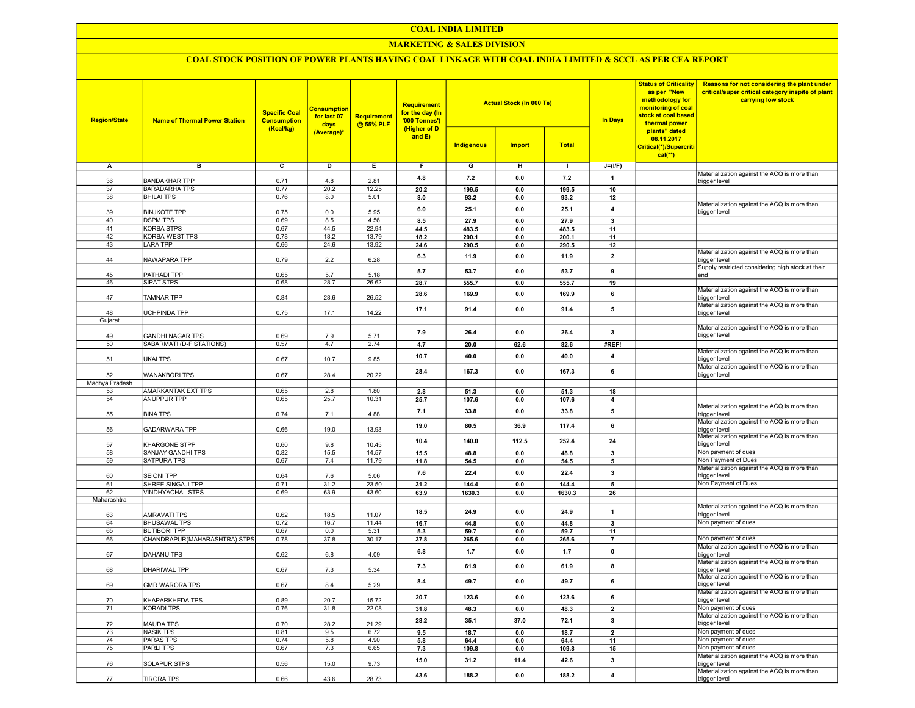# COAL INDIA LIMITED

## MARKETING & SALES DIVISION

### COAL STOCK POSITION OF POWER PLANTS HAVING COAL LINKAGE WITH COAL INDIA LIMITED & SCCL AS PER CEA REPORT

| Region/State | Name of Thermal Power Station | Specific Coal Consumption (Kcal/kg) | Consumption for last 07 days (Average)* | Requirement @ 55% PLF | Requirement for the day (In '000 Tonnes') (Higher of D and E) | Actual Stock (In 000 Te) | | | In Days | Status of Criticality as per "New methodology for monitoring of coal stock at coal based thermal power plants" dated 08.11.2017 Critical(*)/Supercritical(**) | Reasons for not considering the plant under critical/super critical category inspite of plant carrying low stock |
|---|---|---|---|---|---|---|---|---|---|---|---|
| | | | | | | Indigenous | Import | Total | | | |
| A | B | C | D | E | F | G | H | I | J=(I/F) | | |
| 36 | BANDAKHAR TPP | 0.71 | 4.8 | 2.81 | 4.8 | 7.2 | 0.0 | 7.2 | 1 | | Materialization against the ACQ is more than trigger level |
| 37 | BARADARHA TPS | 0.77 | 20.2 | 12.25 | 20.2 | 199.5 | 0.0 | 199.5 | 10 | | |
| 38 | BHILAI TPS | 0.76 | 8.0 | 5.01 | 8.0 | 93.2 | 0.0 | 93.2 | 12 | | |
| 39 | BINJKOTE TPP | 0.75 | 0.0 | 5.95 | 6.0 | 25.1 | 0.0 | 25.1 | 4 | | Materialization against the ACQ is more than trigger level |
| 40 | DSPM TPS | 0.69 | 8.5 | 4.56 | 8.5 | 27.9 | 0.0 | 27.9 | 3 | | |
| 41 | KORBA STPS | 0.67 | 44.5 | 22.94 | 44.5 | 483.5 | 0.0 | 483.5 | 11 | | |
| 42 | KORBA-WEST TPS | 0.78 | 18.2 | 13.79 | 18.2 | 200.1 | 0.0 | 200.1 | 11 | | |
| 43 | LARA TPP | 0.66 | 24.6 | 13.92 | 24.6 | 290.5 | 0.0 | 290.5 | 12 | | |
| 44 | NAWAPARA TPP | 0.79 | 2.2 | 6.28 | 6.3 | 11.9 | 0.0 | 11.9 | 2 | | Materialization against the ACQ is more than trigger level |
| 45 | PATHADI TPP | 0.65 | 5.7 | 5.18 | 5.7 | 53.7 | 0.0 | 53.7 | 9 | | Supply restricted considering high stock at their end |
| 46 | SIPAT STPS | 0.68 | 28.7 | 26.62 | 28.7 | 555.7 | 0.0 | 555.7 | 19 | | |
| 47 | TAMNAR TPP | 0.84 | 28.6 | 26.52 | 28.6 | 169.9 | 0.0 | 169.9 | 6 | | Materialization against the ACQ is more than trigger level |
| 48 | UCHPINDA TPP | 0.75 | 17.1 | 14.22 | 17.1 | 91.4 | 0.0 | 91.4 | 5 | | Materialization against the ACQ is more than trigger level |
| Gujarat | | | | | | | | | | | |
| 49 | GANDHI NAGAR TPS | 0.69 | 7.9 | 5.71 | 7.9 | 26.4 | 0.0 | 26.4 | 3 | | Materialization against the ACQ is more than trigger level |
| 50 | SABARMATI (D-F STATIONS) | 0.57 | 4.7 | 2.74 | 4.7 | 20.0 | 62.6 | 82.6 | #REF! | | |
| 51 | UKAI TPS | 0.67 | 10.7 | 9.85 | 10.7 | 40.0 | 0.0 | 40.0 | 4 | | Materialization against the ACQ is more than trigger level |
| 52 | WANAKBORI TPS | 0.67 | 28.4 | 20.22 | 28.4 | 167.3 | 0.0 | 167.3 | 6 | | Materialization against the ACQ is more than trigger level |
| Madhya Pradesh | | | | | | | | | | | |
| 53 | AMARKANTAK EXT TPS | 0.65 | 2.8 | 1.80 | 2.8 | 51.3 | 0.0 | 51.3 | 18 | | |
| 54 | ANUPPUR TPP | 0.65 | 25.7 | 10.31 | 25.7 | 107.6 | 0.0 | 107.6 | 4 | | |
| 55 | BINA TPS | 0.74 | 7.1 | 4.88 | 7.1 | 33.8 | 0.0 | 33.8 | 5 | | Materialization against the ACQ is more than trigger level |
| 56 | GADARWARA TPP | 0.66 | 19.0 | 13.93 | 19.0 | 80.5 | 36.9 | 117.4 | 6 | | Materialization against the ACQ is more than trigger level |
| 57 | KHARGONE STPP | 0.60 | 9.8 | 10.45 | 10.4 | 140.0 | 112.5 | 252.4 | 24 | | Materialization against the ACQ is more than trigger level |
| 58 | SANJAY GANDHI TPS | 0.82 | 15.5 | 14.57 | 15.5 | 48.8 | 0.0 | 48.8 | 3 | | Non payment of dues |
| 59 | SATPURA TPS | 0.67 | 7.4 | 11.79 | 11.8 | 54.5 | 0.0 | 54.5 | 5 | | Non Payment of Dues |
| 60 | SEIONI TPP | 0.64 | 7.6 | 5.06 | 7.6 | 22.4 | 0.0 | 22.4 | 3 | | Materialization against the ACQ is more than trigger level |
| 61 | SHREE SINGAJI TPP | 0.71 | 31.2 | 23.50 | 31.2 | 144.4 | 0.0 | 144.4 | 5 | | Non Payment of Dues |
| 62 | VINDHYACHAL STPS | 0.69 | 63.9 | 43.60 | 63.9 | 1630.3 | 0.0 | 1630.3 | 26 | | |
| Maharashtra | | | | | | | | | | | |
| 63 | AMRAVATI TPS | 0.62 | 18.5 | 11.07 | 18.5 | 24.9 | 0.0 | 24.9 | 1 | | Materialization against the ACQ is more than trigger level |
| 64 | BHUSAWAL TPS | 0.72 | 16.7 | 11.44 | 16.7 | 44.8 | 0.0 | 44.8 | 3 | | Non payment of dues |
| 65 | BUTIBORI TPP | 0.67 | 0.0 | 5.31 | 5.3 | 59.7 | 0.0 | 59.7 | 11 | | |
| 66 | CHANDRAPUR(MAHARASHTRA) STPS | 0.78 | 37.8 | 30.17 | 37.8 | 265.6 | 0.0 | 265.6 | 7 | | Non payment of dues |
| 67 | DAHANU TPS | 0.62 | 6.8 | 4.09 | 6.8 | 1.7 | 0.0 | 1.7 | 0 | | Materialization against the ACQ is more than trigger level |
| 68 | DHARIWAL TPP | 0.67 | 7.3 | 5.34 | 7.3 | 61.9 | 0.0 | 61.9 | 8 | | Materialization against the ACQ is more than trigger level |
| 69 | GMR WARORA TPS | 0.67 | 8.4 | 5.29 | 8.4 | 49.7 | 0.0 | 49.7 | 6 | | Materialization against the ACQ is more than trigger level |
| 70 | KHAPARKHEDA TPS | 0.89 | 20.7 | 15.72 | 20.7 | 123.6 | 0.0 | 123.6 | 6 | | Materialization against the ACQ is more than trigger level |
| 71 | KORADI TPS | 0.76 | 31.8 | 22.08 | 31.8 | 48.3 | 0.0 | 48.3 | 2 | | Non payment of dues |
| 72 | MAUDA TPS | 0.70 | 28.2 | 21.29 | 28.2 | 35.1 | 37.0 | 72.1 | 3 | | Materialization against the ACQ is more than trigger level |
| 73 | NASIK TPS | 0.81 | 9.5 | 6.72 | 9.5 | 18.7 | 0.0 | 18.7 | 2 | | Non payment of dues |
| 74 | PARAS TPS | 0.74 | 5.8 | 4.90 | 5.8 | 64.4 | 0.0 | 64.4 | 11 | | Non payment of dues |
| 75 | PARLI TPS | 0.67 | 7.3 | 6.65 | 7.3 | 109.8 | 0.0 | 109.8 | 15 | | Non payment of dues |
| 76 | SOLAPUR STPS | 0.56 | 15.0 | 9.73 | 15.0 | 31.2 | 11.4 | 42.6 | 3 | | Materialization against the ACQ is more than trigger level |
| 77 | TIRORA TPS | 0.66 | 43.6 | 28.73 | 43.6 | 188.2 | 0.0 | 188.2 | 4 | | Materialization against the ACQ is more than trigger level |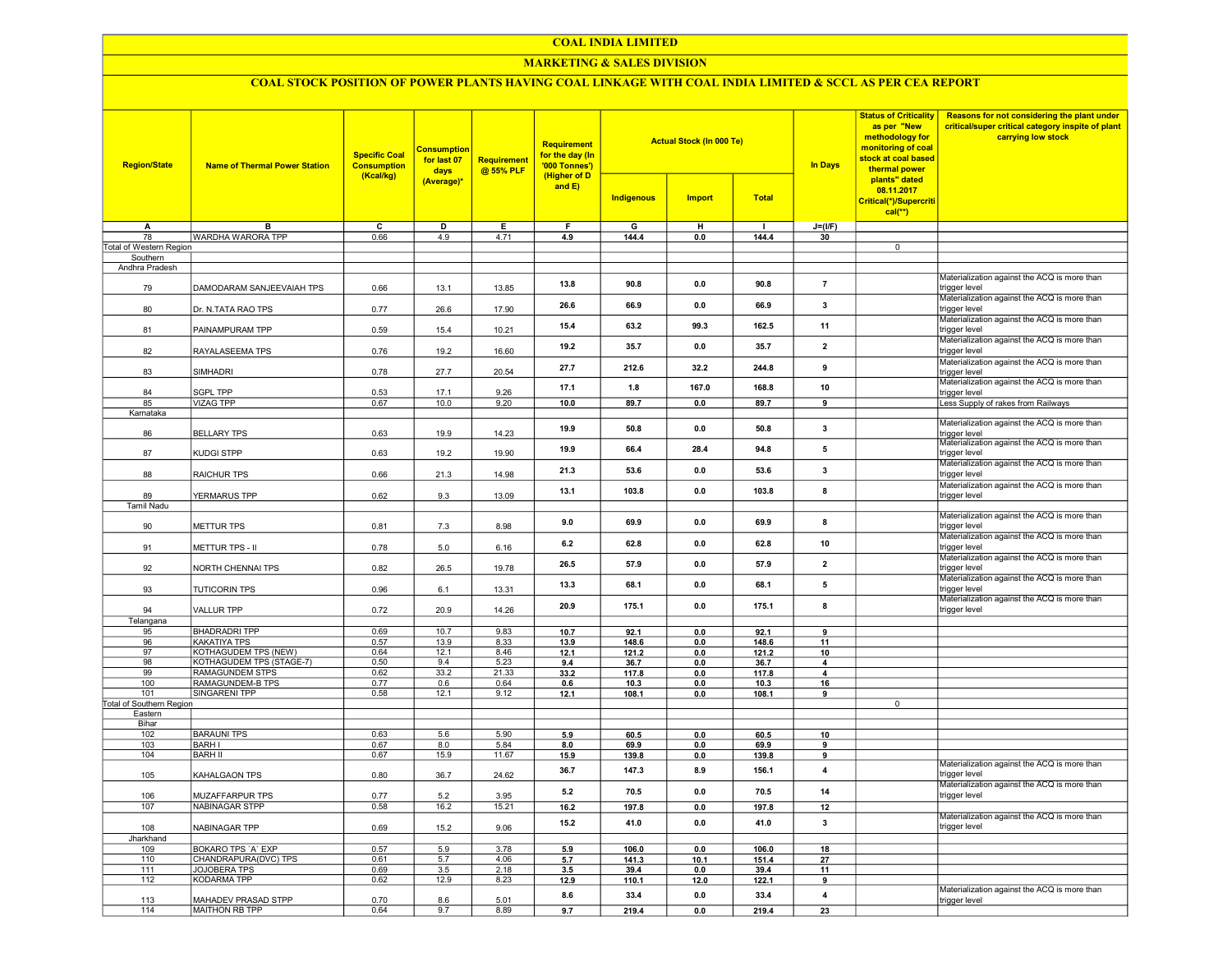# COAL INDIA LIMITED

## MARKETING & SALES DIVISION

### COAL STOCK POSITION OF POWER PLANTS HAVING COAL LINKAGE WITH COAL INDIA LIMITED & SCCL AS PER CEA REPORT

| Region/State | Name of Thermal Power Station | Specific Coal Consumption (Kcal/kg) | Consumption for last 07 days (Average)* | Requirement @ 55% PLF | Requirement for the day (In '000 Tonnes') (Higher of D and E) | Actual Stock (In 000 Te) | | | In Days | Status of Criticality as per "New methodology for monitoring of coal stock at coal based thermal power plants" dated 08.11.2017 Critical(*)/Supercritical(**) | Reasons for not considering the plant under critical/super critical category inspite of plant carrying low stock |
|---|---|---|---|---|---|---|---|---|---|---|---|
| | | | | | | Indigenous | Import | Total | | | |
| A | B | C | D | E | F | G | H | I | J=(I/F) | | |
| 78 | WARDHA WARORA TPP | 0.66 | 4.9 | 4.71 | 4.9 | 144.4 | 0.0 | 144.4 | 30 | | |
| Total of Western Region | | | | | | | | | | 0 | |
| Southern | | | | | | | | | | | |
| Andhra Pradesh | | | | | | | | | | | |
| 79 | DAMODARAM SANJEEVAIAH TPS | 0.66 | 13.1 | 13.85 | 13.8 | 90.8 | 0.0 | 90.8 | 7 | | Materialization against the ACQ is more than trigger level |
| 80 | Dr. N.TATA RAO TPS | 0.77 | 26.6 | 17.90 | 26.6 | 66.9 | 0.0 | 66.9 | 3 | | Materialization against the ACQ is more than trigger level |
| 81 | PAINAMPURAM TPP | 0.59 | 15.4 | 10.21 | 15.4 | 63.2 | 99.3 | 162.5 | 11 | | Materialization against the ACQ is more than trigger level |
| 82 | RAYALASEEMA TPS | 0.76 | 19.2 | 16.60 | 19.2 | 35.7 | 0.0 | 35.7 | 2 | | Materialization against the ACQ is more than trigger level |
| 83 | SIMHADRI | 0.78 | 27.7 | 20.54 | 27.7 | 212.6 | 32.2 | 244.8 | 9 | | Materialization against the ACQ is more than trigger level |
| 84 | SGPL TPP | 0.53 | 17.1 | 9.26 | 17.1 | 1.8 | 167.0 | 168.8 | 10 | | Materialization against the ACQ is more than trigger level |
| 85 | VIZAG TPP | 0.67 | 10.0 | 9.20 | 10.0 | 89.7 | 0.0 | 89.7 | 9 | | Less Supply of rakes from Railways |
| Karnataka | | | | | | | | | | | |
| 86 | BELLARY TPS | 0.63 | 19.9 | 14.23 | 19.9 | 50.8 | 0.0 | 50.8 | 3 | | Materialization against the ACQ is more than trigger level |
| 87 | KUDGI STPP | 0.63 | 19.2 | 19.90 | 19.9 | 66.4 | 28.4 | 94.8 | 5 | | Materialization against the ACQ is more than trigger level |
| 88 | RAICHUR TPS | 0.66 | 21.3 | 14.98 | 21.3 | 53.6 | 0.0 | 53.6 | 3 | | Materialization against the ACQ is more than trigger level |
| 89 | YERMARUS TPP | 0.62 | 9.3 | 13.09 | 13.1 | 103.8 | 0.0 | 103.8 | 8 | | Materialization against the ACQ is more than trigger level |
| Tamil Nadu | | | | | | | | | | | |
| 90 | METTUR TPS | 0.81 | 7.3 | 8.98 | 9.0 | 69.9 | 0.0 | 69.9 | 8 | | Materialization against the ACQ is more than trigger level |
| 91 | METTUR TPS - II | 0.78 | 5.0 | 6.16 | 6.2 | 62.8 | 0.0 | 62.8 | 10 | | Materialization against the ACQ is more than trigger level |
| 92 | NORTH CHENNAI TPS | 0.82 | 26.5 | 19.78 | 26.5 | 57.9 | 0.0 | 57.9 | 2 | | Materialization against the ACQ is more than trigger level |
| 93 | TUTICORIN TPS | 0.96 | 6.1 | 13.31 | 13.3 | 68.1 | 0.0 | 68.1 | 5 | | Materialization against the ACQ is more than trigger level |
| 94 | VALLUR TPP | 0.72 | 20.9 | 14.26 | 20.9 | 175.1 | 0.0 | 175.1 | 8 | | Materialization against the ACQ is more than trigger level |
| Telangana | | | | | | | | | | | |
| 95 | BHADRADRI TPP | 0.69 | 10.7 | 9.83 | 10.7 | 92.1 | 0.0 | 92.1 | 9 | | |
| 96 | KAKATIYA TPS | 0.57 | 13.9 | 8.33 | 13.9 | 148.6 | 0.0 | 148.6 | 11 | | |
| 97 | KOTHAGUDEM TPS (NEW) | 0.64 | 12.1 | 8.46 | 12.1 | 121.2 | 0.0 | 121.2 | 10 | | |
| 98 | KOTHAGUDEM TPS (STAGE-7) | 0.50 | 9.4 | 5.23 | 9.4 | 36.7 | 0.0 | 36.7 | 4 | | |
| 99 | RAMAGUNDEM STPS | 0.62 | 33.2 | 21.33 | 33.2 | 117.8 | 0.0 | 117.8 | 4 | | |
| 100 | RAMAGUNDEM-B TPS | 0.77 | 0.6 | 0.64 | 0.6 | 10.3 | 0.0 | 10.3 | 16 | | |
| 101 | SINGARENI TPP | 0.58 | 12.1 | 9.12 | 12.1 | 108.1 | 0.0 | 108.1 | 9 | | |
| Total of Southern Region | | | | | | | | | | 0 | |
| Eastern | | | | | | | | | | | |
| Bihar | | | | | | | | | | | |
| 102 | BARAUNI TPS | 0.63 | 5.6 | 5.90 | 5.9 | 60.5 | 0.0 | 60.5 | 10 | | |
| 103 | BARH I | 0.67 | 8.0 | 5.84 | 8.0 | 69.9 | 0.0 | 69.9 | 9 | | |
| 104 | BARH II | 0.67 | 15.9 | 11.67 | 15.9 | 139.8 | 0.0 | 139.8 | 9 | | |
| 105 | KAHALGAON TPS | 0.80 | 36.7 | 24.62 | 36.7 | 147.3 | 8.9 | 156.1 | 4 | | Materialization against the ACQ is more than trigger level |
| 106 | MUZAFFARPUR TPS | 0.77 | 5.2 | 3.95 | 5.2 | 70.5 | 0.0 | 70.5 | 14 | | Materialization against the ACQ is more than trigger level |
| 107 | NABINAGAR STPP | 0.58 | 16.2 | 15.21 | 16.2 | 197.8 | 0.0 | 197.8 | 12 | | |
| 108 | NABINAGAR TPP | 0.69 | 15.2 | 9.06 | 15.2 | 41.0 | 0.0 | 41.0 | 3 | | Materialization against the ACQ is more than trigger level |
| Jharkhand | | | | | | | | | | | |
| 109 | BOKARO TPS `A` EXP | 0.57 | 5.9 | 3.78 | 5.9 | 106.0 | 0.0 | 106.0 | 18 | | |
| 110 | CHANDRAPURA(DVC) TPS | 0.61 | 5.7 | 4.06 | 5.7 | 141.3 | 10.1 | 151.4 | 27 | | |
| 111 | JOJOBERA TPS | 0.69 | 3.5 | 2.18 | 3.5 | 39.4 | 0.0 | 39.4 | 11 | | |
| 112 | KODARMA TPP | 0.62 | 12.9 | 8.23 | 12.9 | 110.1 | 12.0 | 122.1 | 9 | | |
| 113 | MAHADEV PRASAD STPP | 0.70 | 8.6 | 5.01 | 8.6 | 33.4 | 0.0 | 33.4 | 4 | | Materialization against the ACQ is more than trigger level |
| 114 | MAITHON RB TPP | 0.64 | 9.7 | 8.89 | 9.7 | 219.4 | 0.0 | 219.4 | 23 | | |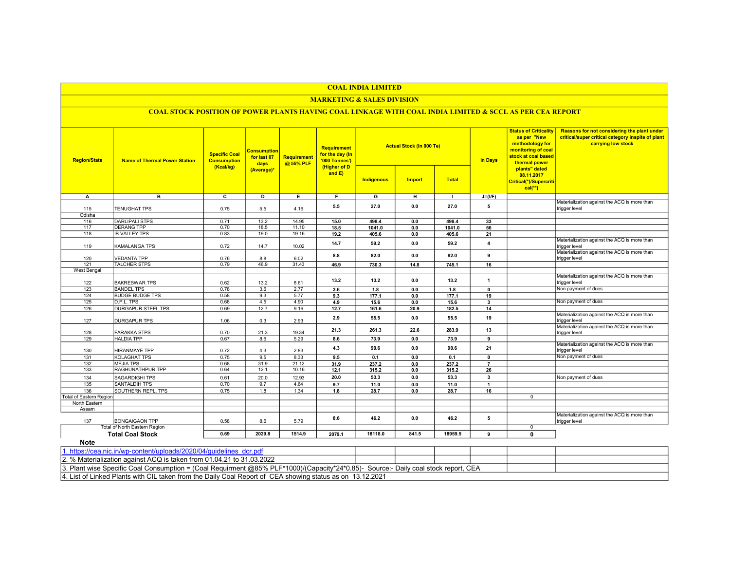# COAL INDIA LIMITED

## MARKETING & SALES DIVISION

### COAL STOCK POSITION OF POWER PLANTS HAVING COAL LINKAGE WITH COAL INDIA LIMITED & SCCL AS PER CEA REPORT

| Region/State | Name of Thermal Power Station | Specific Coal Consumption (Kcal/kg) | Consumption for last 07 days (Average)* | Requirement @ 55% PLF | Requirement for the day (In '000 Tonnes') (Higher of D and E) | Actual Stock (In 000 Te) | | | In Days | Status of Criticality as per "New methodology for monitoring of coal stock at coal based thermal power plants" dated 08.11.2017 Critical(*)/Supercritical(**) | Reasons for not considering the plant under critical/super critical category inspite of plant carrying low stock |
|---|---|---|---|---|---|---|---|---|---|---|---|
| | | | | | | Indigenous | Import | Total | | | |
| A | B | C | D | E | F | G | H | I | J=(I/F) | | |
| 115 | TENUGHAT TPS | 0.75 | 5.5 | 4.16 | 5.5 | 27.0 | 0.0 | 27.0 | 5 | | Materialization against the ACQ is more than trigger level |
| Odisha | | | | | | | | | | | |
| 116 | DARLIPALI STPS | 0.71 | 13.2 | 14.95 | 15.0 | 498.4 | 0.0 | 498.4 | 33 | | |
| 117 | DERANG TPP | 0.70 | 18.5 | 11.10 | 18.5 | 1041.0 | 0.0 | 1041.0 | 56 | | |
| 118 | IB VALLEY TPS | 0.83 | 19.0 | 19.16 | 19.2 | 405.6 | 0.0 | 405.6 | 21 | | |
| 119 | KAMALANGA TPS | 0.72 | 14.7 | 10.02 | 14.7 | 59.2 | 0.0 | 59.2 | 4 | | Materialization against the ACQ is more than trigger level |
| 120 | VEDANTA TPP | 0.76 | 8.8 | 6.02 | 8.8 | 82.0 | 0.0 | 82.0 | 9 | | Materialization against the ACQ is more than trigger level |
| 121 | TALCHER STPS | 0.79 | 46.9 | 31.43 | 46.9 | 730.3 | 14.8 | 745.1 | 16 | | |
| West Bengal | | | | | | | | | | | |
| 122 | BAKRESWAR TPS | 0.62 | 13.2 | 8.61 | 13.2 | 13.2 | 0.0 | 13.2 | 1 | | Materialization against the ACQ is more than trigger level |
| 123 | BANDEL TPS | 0.78 | 3.6 | 2.77 | 3.6 | 1.8 | 0.0 | 1.8 | 0 | | Non payment of dues |
| 124 | BUDGE BUDGE TPS | 0.58 | 9.3 | 5.77 | 9.3 | 177.1 | 0.0 | 177.1 | 19 | | |
| 125 | D.P.L. TPS | 0.68 | 4.5 | 4.90 | 4.9 | 15.6 | 0.0 | 15.6 | 3 | | Non payment of dues |
| 126 | DURGAPUR STEEL TPS | 0.69 | 12.7 | 9.16 | 12.7 | 161.6 | 20.9 | 182.5 | 14 | | |
| 127 | DURGAPUR TPS | 1.06 | 0.3 | 2.93 | 2.9 | 55.5 | 0.0 | 55.5 | 19 | | Materialization against the ACQ is more than trigger level |
| 128 | FARAKKA STPS | 0.70 | 21.3 | 19.34 | 21.3 | 261.3 | 22.6 | 283.9 | 13 | | Materialization against the ACQ is more than trigger level |
| 129 | HALDIA TPP | 0.67 | 8.6 | 5.29 | 8.6 | 73.9 | 0.0 | 73.9 | 9 | | |
| 130 | HIRANMAYE TPP | 0.72 | 4.3 | 2.83 | 4.3 | 90.6 | 0.0 | 90.6 | 21 | | Materialization against the ACQ is more than trigger level |
| 131 | KOLAGHAT TPS | 0.75 | 9.5 | 8.33 | 9.5 | 0.1 | 0.0 | 0.1 | 0 | | Non payment of dues |
| 132 | MEJIA TPS | 0.68 | 31.9 | 21.12 | 31.9 | 237.2 | 0.0 | 237.2 | 7 | | |
| 133 | RAGHUNATHPUR TPP | 0.64 | 12.1 | 10.16 | 12.1 | 315.2 | 0.0 | 315.2 | 26 | | |
| 134 | SAGARDIGHI TPS | 0.61 | 20.0 | 12.93 | 20.0 | 53.3 | 0.0 | 53.3 | 3 | | Non payment of dues |
| 135 | SANTALDIH TPS | 0.70 | 9.7 | 4.64 | 9.7 | 11.0 | 0.0 | 11.0 | 1 | | |
| 136 | SOUTHERN REPL. TPS | 0.75 | 1.8 | 1.34 | 1.8 | 28.7 | 0.0 | 28.7 | 16 | | |
| Total of Eastern Region | | | | | | | | | | 0 | |
| North Eastern | | | | | | | | | | | |
| Assam | | | | | | | | | | | |
| 137 | BONGAIGAON TPP | 0.58 | 8.6 | 5.79 | 8.6 | 46.2 | 0.0 | 46.2 | 5 | | Materialization against the ACQ is more than trigger level |
| Total of North Eastern Region | | | | | | | | | | 0 | |
| **Total Coal Stock** | | 0.69 | 2029.8 | 1514.9 | 2079.1 | 18118.0 | 841.5 | 18959.5 | 9 | 0 | |

**Note**

1. https://cea.nic.in/wp-content/uploads/2020/04/guidelines_dcr.pdf
2. % Materialization against ACQ is taken from 01.04.21 to 31.03.2022
3. Plant wise Specific Coal Consumption = (Coal Requirment @85% PLF*1000)/(Capacity*24*0.85)- Source:- Daily coal stock report, CEA
4. List of Linked Plants with CIL taken from the Daily Coal Report of CEA showing status as on 13.12.2021